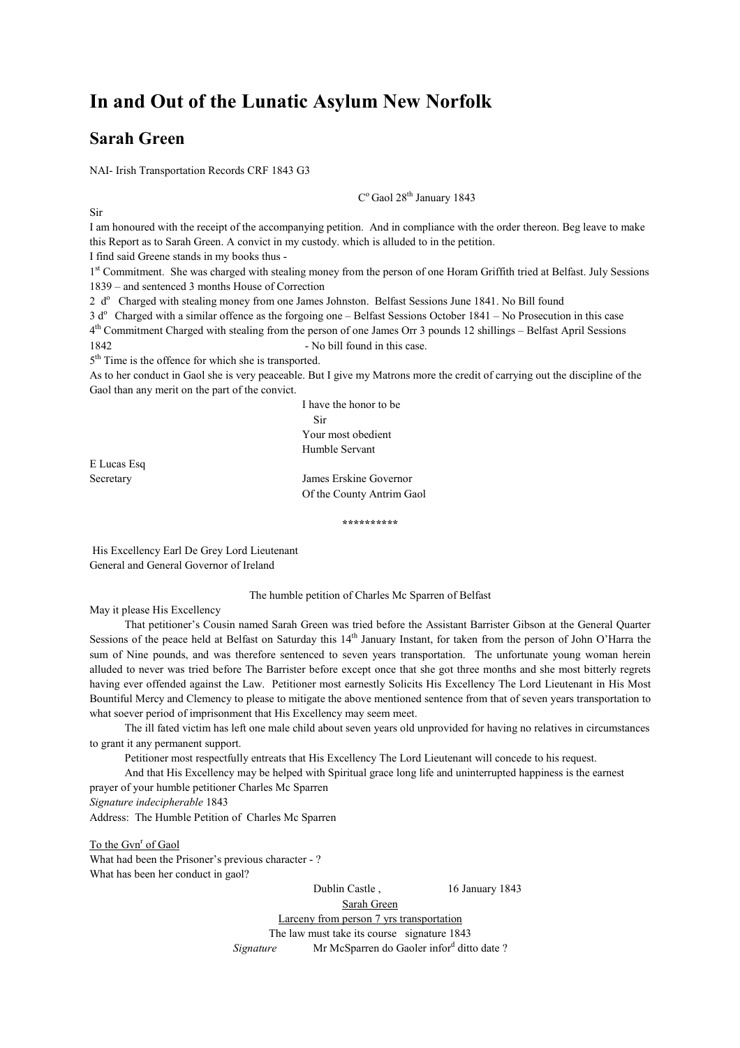# In and Out of the Lunatic Asylum New Norfolk

## Sarah Green

NAI- Irish Transportation Records CRF 1843 G3

C[o] Gaol 28[th] January 1843

Sir

I am honoured with the receipt of the accompanying petition. And in compliance with the order thereon. Beg leave to make this Report as to Sarah Green. A convict in my custody. which is alluded to in the petition.

I find said Greene stands in my books thus -

1[st] Commitment. She was charged with stealing money from the person of one Horam Griffith tried at Belfast. July Sessions 1839 – and sentenced 3 months House of Correction

2 d[o] Charged with stealing money from one James Johnston. Belfast Sessions June 1841. No Bill found

3 d[o] Charged with a similar offence as the forgoing one – Belfast Sessions October 1841 – No Prosecution in this case

4[th] Commitment Charged with stealing from the person of one James Orr 3 pounds 12 shillings – Belfast April Sessions 1842 - No bill found in this case.

5[th] Time is the offence for which she is transported.

As to her conduct in Gaol she is very peaceable. But I give my Matrons more the credit of carrying out the discipline of the Gaol than any merit on the part of the convict.

I have the honor to be
Sir
Your most obedient
Humble Servant

E Lucas Esq
Secretary

James Erskine Governor
Of the County Antrim Gaol

\*\*\*\*\*\*\*\*\*\*

His Excellency Earl De Grey Lord Lieutenant
General and General Governor of Ireland

The humble petition of Charles Mc Sparren of Belfast

May it please His Excellency

That petitioner's Cousin named Sarah Green was tried before the Assistant Barrister Gibson at the General Quarter Sessions of the peace held at Belfast on Saturday this 14[th] January Instant, for taken from the person of John O'Harra the sum of Nine pounds, and was therefore sentenced to seven years transportation. The unfortunate young woman herein alluded to never was tried before The Barrister before except once that she got three months and she most bitterly regrets having ever offended against the Law. Petitioner most earnestly Solicits His Excellency The Lord Lieutenant in His Most Bountiful Mercy and Clemency to please to mitigate the above mentioned sentence from that of seven years transportation to what soever period of imprisonment that His Excellency may seem meet.

The ill fated victim has left one male child about seven years old unprovided for having no relatives in circumstances to grant it any permanent support.

Petitioner most respectfully entreats that His Excellency The Lord Lieutenant will concede to his request.

And that His Excellency may be helped with Spiritual grace long life and uninterrupted happiness is the earnest prayer of your humble petitioner Charles Mc Sparren

*Signature indecipherable* 1843

Address: The Humble Petition of Charles Mc Sparren

To the Gvn[r] of Gaol

What had been the Prisoner's previous character - ?

What has been her conduct in gaol?

Dublin Castle , 16 January 1843

Sarah Green

Larceny from person 7 yrs transportation

The law must take its course signature 1843

*Signature* Mr McSparren do Gaoler infor[d] ditto date ?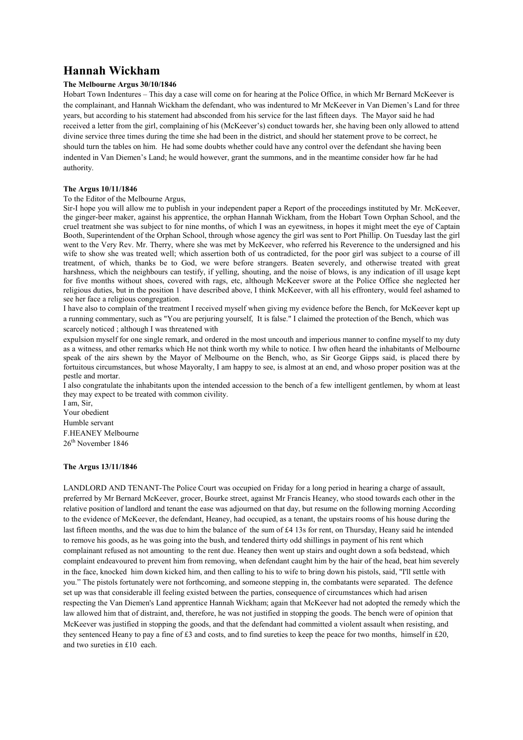# Hannah Wickham

**The Melbourne Argus 30/10/1846**

Hobart Town Indentures – This day a case will come on for hearing at the Police Office, in which Mr Bernard McKeever is the complainant, and Hannah Wickham the defendant, who was indentured to Mr McKeever in Van Diemen's Land for three years, but according to his statement had absconded from his service for the last fifteen days. The Mayor said he had received a letter from the girl, complaining of his (McKeever's) conduct towards her, she having been only allowed to attend divine service three times during the time she had been in the district, and should her statement prove to be correct, he should turn the tables on him. He had some doubts whether could have any control over the defendant she having been indented in Van Diemen's Land; he would however, grant the summons, and in the meantime consider how far he had authority.

**The Argus 10/11/1846**

To the Editor of the Melbourne Argus,

Sir-I hope you will allow me to publish in your independent paper a Report of the proceedings instituted by Mr. McKeever, the ginger-beer maker, against his apprentice, the orphan Hannah Wickham, from the Hobart Town Orphan School, and the cruel treatment she was subject to for nine months, of which I was an eyewitness, in hopes it might meet the eye of Captain Booth, Superintendent of the Orphan School, through whose agency the girl was sent to Port Phillip. On Tuesday last the girl went to the Very Rev. Mr. Therry, where she was met by McKeever, who referred his Reverence to the undersigned and his wife to show she was treated well; which assertion both of us contradicted, for the poor girl was subject to a course of ill treatment, of which, thanks be to God, we were before strangers. Beaten severely, and otherwise treated with great harshness, which the neighbours can testify, if yelling, shouting, and the noise of blows, is any indication of ill usage kept for five months without shoes, covered with rags, etc, although McKeever swore at the Police Office she neglected her religious duties, but in the position 1 have described above, I think McKeever, with all his effrontery, would feel ashamed to see her face a religious congregation.

I have also to complain of the treatment I received myself when giving my evidence before the Bench, for McKeever kept up a running commentary, such as "You are perjuring yourself, It is false." I claimed the protection of the Bench, which was scarcely noticed ; although I was threatened with

expulsion myself for one single remark, and ordered in the most uncouth and imperious manner to confine myself to my duty as a witness, and other remarks which He not think worth my while to notice. I hw often heard the inhabitants of Melbourne speak of the airs shewn by the Mayor of Melbourne on the Bench, who, as Sir George Gipps said, is placed there by fortuitous circumstances, but whose Mayoralty, I am happy to see, is almost at an end, and whoso proper position was at the pestle and mortar.

I also congratulate the inhabitants upon the intended accession to the bench of a few intelligent gentlemen, by whom at least they may expect to be treated with common civility.

I am, Sir,  
Your obedient  
Humble servant  
F.HEANEY Melbourne  
26th November 1846

**The Argus 13/11/1846**

LANDLORD AND TENANT-The Police Court was occupied on Friday for a long period in hearing a charge of assault, preferred by Mr Bernard McKeever, grocer, Bourke street, against Mr Francis Heaney, who stood towards each other in the relative position of landlord and tenant the ease was adjourned on that day, but resume on the following morning According to the evidence of McKeever, the defendant, Heaney, had occupied, as a tenant, the upstairs rooms of his house during the last fifteen months, and the was due to him the balance of the sum of £4 13s for rent, on Thursday, Heany said he intended to remove his goods, as he was going into the bush, and tendered thirty odd shillings in payment of his rent which complainant refused as not amounting to the rent due. Heaney then went up stairs and ought down a sofa bedstead, which complaint endeavoured to prevent him from removing, when defendant caught him by the hair of the head, beat him severely in the face, knocked him down kicked him, and then calling to his to wife to bring down his pistols, said, "I'll settle with you." The pistols fortunately were not forthcoming, and someone stepping in, the combatants were separated. The defence set up was that considerable ill feeling existed between the parties, consequence of circumstances which had arisen respecting the Van Diemen's Land apprentice Hannah Wickham; again that McKeever had not adopted the remedy which the law allowed him that of distraint, and, therefore, he was not justified in stopping the goods. The bench were of opinion that McKeever was justified in stopping the goods, and that the defendant had committed a violent assault when resisting, and they sentenced Heany to pay a fine of £3 and costs, and to find sureties to keep the peace for two months, himself in £20, and two sureties in £10 each.